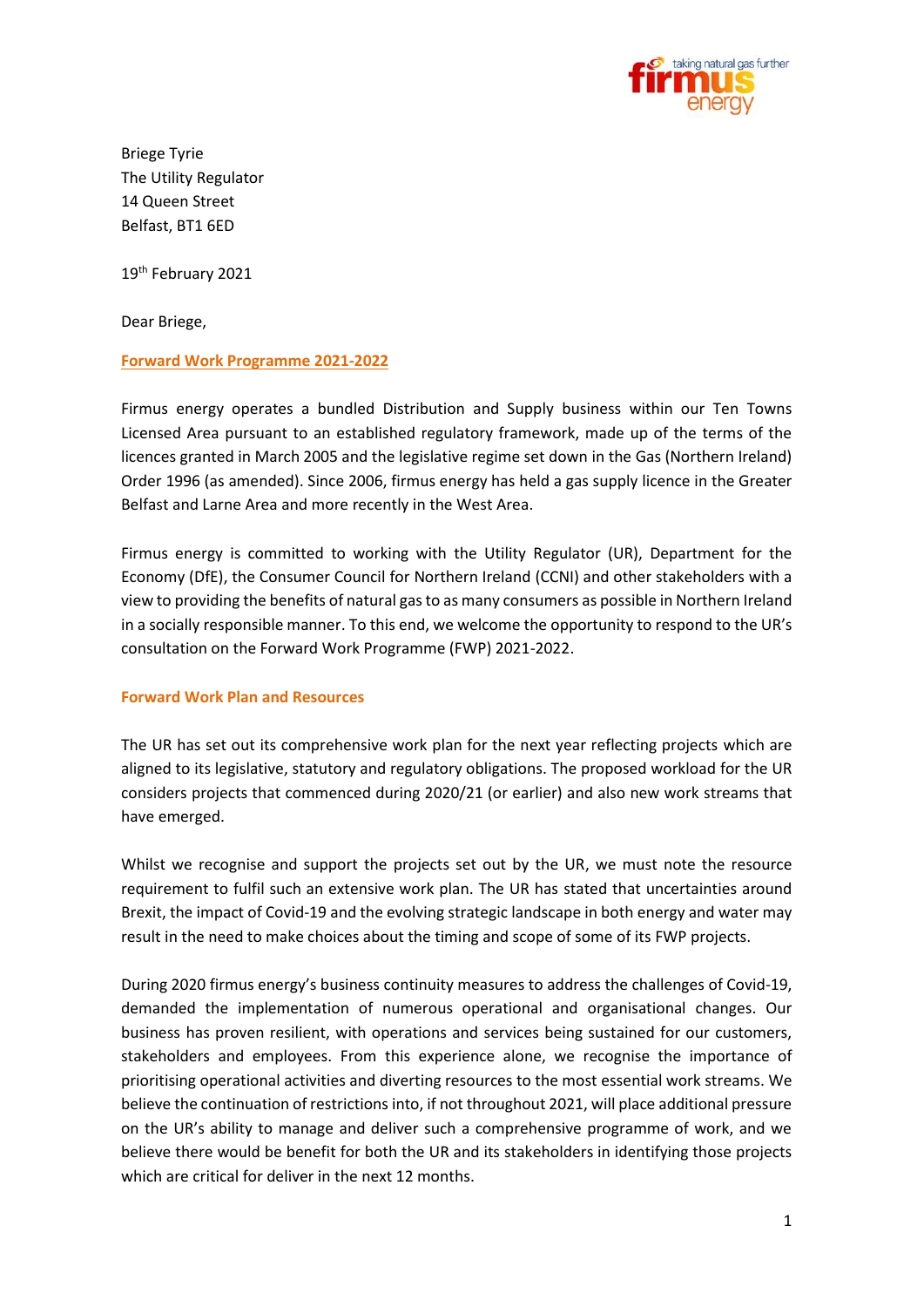Briege Tyrie
The Utility Regulator
14 Queen Street
Belfast, BT1 6ED

19th February 2021

Dear Briege,

**Forward Work Programme 2021-2022**

Firmus energy operates a bundled Distribution and Supply business within our Ten Towns Licensed Area pursuant to an established regulatory framework, made up of the terms of the licences granted in March 2005 and the legislative regime set down in the Gas (Northern Ireland) Order 1996 (as amended). Since 2006, firmus energy has held a gas supply licence in the Greater Belfast and Larne Area and more recently in the West Area.

Firmus energy is committed to working with the Utility Regulator (UR), Department for the Economy (DfE), the Consumer Council for Northern Ireland (CCNI) and other stakeholders with a view to providing the benefits of natural gas to as many consumers as possible in Northern Ireland in a socially responsible manner. To this end, we welcome the opportunity to respond to the UR's consultation on the Forward Work Programme (FWP) 2021-2022.

## Forward Work Plan and Resources

The UR has set out its comprehensive work plan for the next year reflecting projects which are aligned to its legislative, statutory and regulatory obligations. The proposed workload for the UR considers projects that commenced during 2020/21 (or earlier) and also new work streams that have emerged.

Whilst we recognise and support the projects set out by the UR, we must note the resource requirement to fulfil such an extensive work plan. The UR has stated that uncertainties around Brexit, the impact of Covid-19 and the evolving strategic landscape in both energy and water may result in the need to make choices about the timing and scope of some of its FWP projects.

During 2020 firmus energy's business continuity measures to address the challenges of Covid-19, demanded the implementation of numerous operational and organisational changes. Our business has proven resilient, with operations and services being sustained for our customers, stakeholders and employees. From this experience alone, we recognise the importance of prioritising operational activities and diverting resources to the most essential work streams. We believe the continuation of restrictions into, if not throughout 2021, will place additional pressure on the UR's ability to manage and deliver such a comprehensive programme of work, and we believe there would be benefit for both the UR and its stakeholders in identifying those projects which are critical for deliver in the next 12 months.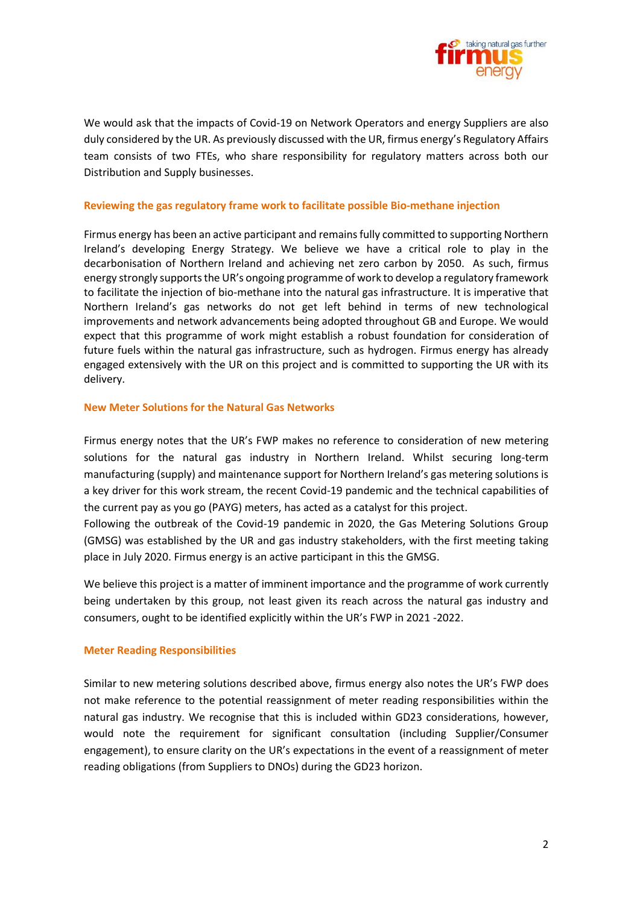We would ask that the impacts of Covid-19 on Network Operators and energy Suppliers are also duly considered by the UR. As previously discussed with the UR, firmus energy's Regulatory Affairs team consists of two FTEs, who share responsibility for regulatory matters across both our Distribution and Supply businesses.

### Reviewing the gas regulatory frame work to facilitate possible Bio-methane injection

Firmus energy has been an active participant and remains fully committed to supporting Northern Ireland's developing Energy Strategy. We believe we have a critical role to play in the decarbonisation of Northern Ireland and achieving net zero carbon by 2050. As such, firmus energy strongly supports the UR's ongoing programme of work to develop a regulatory framework to facilitate the injection of bio-methane into the natural gas infrastructure. It is imperative that Northern Ireland's gas networks do not get left behind in terms of new technological improvements and network advancements being adopted throughout GB and Europe. We would expect that this programme of work might establish a robust foundation for consideration of future fuels within the natural gas infrastructure, such as hydrogen. Firmus energy has already engaged extensively with the UR on this project and is committed to supporting the UR with its delivery.

### New Meter Solutions for the Natural Gas Networks

Firmus energy notes that the UR's FWP makes no reference to consideration of new metering solutions for the natural gas industry in Northern Ireland. Whilst securing long-term manufacturing (supply) and maintenance support for Northern Ireland's gas metering solutions is a key driver for this work stream, the recent Covid-19 pandemic and the technical capabilities of the current pay as you go (PAYG) meters, has acted as a catalyst for this project.
Following the outbreak of the Covid-19 pandemic in 2020, the Gas Metering Solutions Group (GMSG) was established by the UR and gas industry stakeholders, with the first meeting taking place in July 2020. Firmus energy is an active participant in this the GMSG.

We believe this project is a matter of imminent importance and the programme of work currently being undertaken by this group, not least given its reach across the natural gas industry and consumers, ought to be identified explicitly within the UR's FWP in 2021 -2022.

### Meter Reading Responsibilities

Similar to new metering solutions described above, firmus energy also notes the UR's FWP does not make reference to the potential reassignment of meter reading responsibilities within the natural gas industry. We recognise that this is included within GD23 considerations, however, would note the requirement for significant consultation (including Supplier/Consumer engagement), to ensure clarity on the UR's expectations in the event of a reassignment of meter reading obligations (from Suppliers to DNOs) during the GD23 horizon.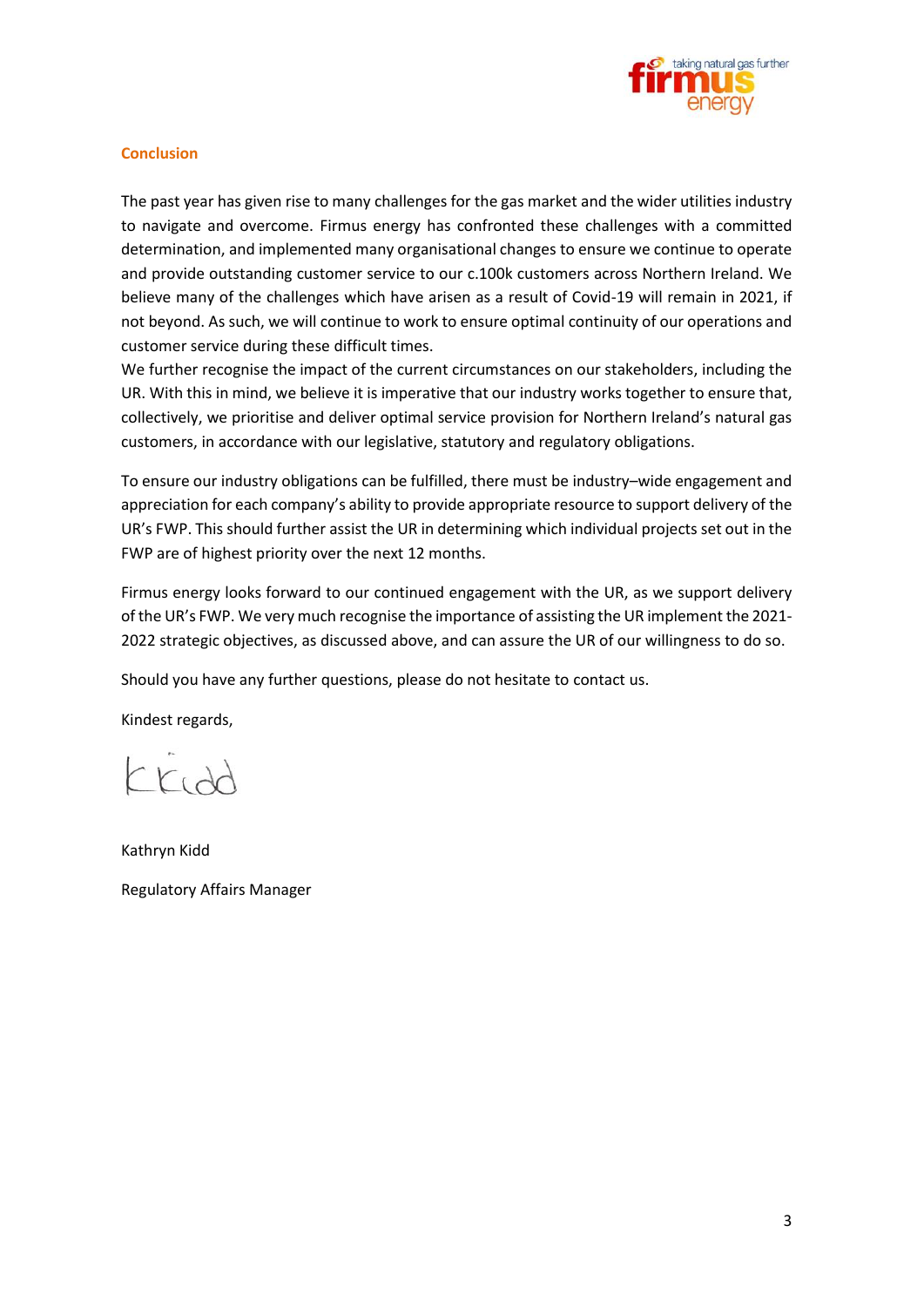## Conclusion

The past year has given rise to many challenges for the gas market and the wider utilities industry to navigate and overcome. Firmus energy has confronted these challenges with a committed determination, and implemented many organisational changes to ensure we continue to operate and provide outstanding customer service to our c.100k customers across Northern Ireland. We believe many of the challenges which have arisen as a result of Covid-19 will remain in 2021, if not beyond. As such, we will continue to work to ensure optimal continuity of our operations and customer service during these difficult times.

We further recognise the impact of the current circumstances on our stakeholders, including the UR. With this in mind, we believe it is imperative that our industry works together to ensure that, collectively, we prioritise and deliver optimal service provision for Northern Ireland's natural gas customers, in accordance with our legislative, statutory and regulatory obligations.

To ensure our industry obligations can be fulfilled, there must be industry–wide engagement and appreciation for each company's ability to provide appropriate resource to support delivery of the UR's FWP. This should further assist the UR in determining which individual projects set out in the FWP are of highest priority over the next 12 months.

Firmus energy looks forward to our continued engagement with the UR, as we support delivery of the UR's FWP. We very much recognise the importance of assisting the UR implement the 2021-2022 strategic objectives, as discussed above, and can assure the UR of our willingness to do so.

Should you have any further questions, please do not hesitate to contact us.

Kindest regards,

Kathryn Kidd

Regulatory Affairs Manager